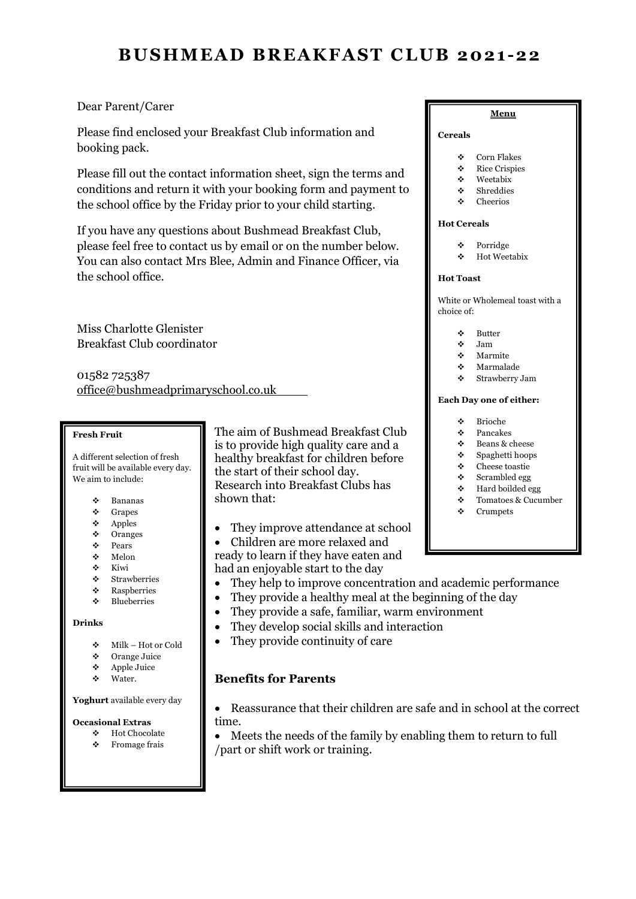# BUSHMEAD BREAKFAST CLUB 2021-22

Dear Parent/Carer

Please find enclosed your Breakfast Club information and booking pack.

Please fill out the contact information sheet, sign the terms and conditions and return it with your booking form and payment to the school office by the Friday prior to your child starting.

If you have any questions about Bushmead Breakfast Club, please feel free to contact us by email or on the number below. You can also contact Mrs Blee, Admin and Finance Officer, via the school office.

Miss Charlotte Glenister
Breakfast Club coordinator

01582 725387
office@bushmeadprimaryschool.co.uk

The aim of Bushmead Breakfast Club is to provide high quality care and a healthy breakfast for children before the start of their school day. Research into Breakfast Clubs has shown that:

- They improve attendance at school
- Children are more relaxed and ready to learn if they have eaten and had an enjoyable start to the day
- They help to improve concentration and academic performance
- They provide a healthy meal at the beginning of the day
- They provide a safe, familiar, warm environment
- They develop social skills and interaction
- They provide continuity of care

### Benefits for Parents

- Reassurance that their children are safe and in school at the correct time.
- Meets the needs of the family by enabling them to return to full /part or shift work or training.

**Menu**

**Cereals**

- Corn Flakes
- Rice Crispies
- Weetabix
- Shreddies
- Cheerios

**Hot Cereals**

- Porridge
- Hot Weetabix

**Hot Toast**

White or Wholemeal toast with a choice of:

- Butter
- Jam
- Marmite
- Marmalade
- Strawberry Jam

**Each Day one of either:**

- Brioche
- Pancakes
- Beans & cheese
- Spaghetti hoops
- Cheese toastie
- Scrambled egg
- Hard boilded egg
- Tomatoes & Cucumber
- Crumpets

**Fresh Fruit**

A different selection of fresh fruit will be available every day. We aim to include:

- Bananas
- Grapes
- Apples
- Oranges
- Pears
- Melon
- Kiwi
- Strawberries
- Raspberries
- Blueberries

**Drinks**

- Milk – Hot or Cold
- Orange Juice
- Apple Juice
- Water.

**Yoghurt** available every day

**Occasional Extras**

- Hot Chocolate
- Fromage frais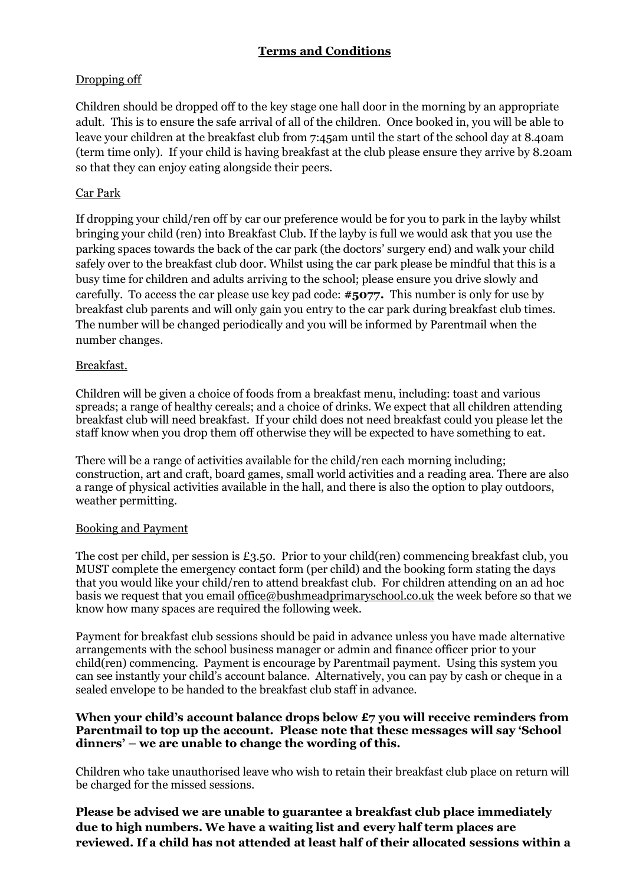## **Terms and Conditions**

Dropping off

Children should be dropped off to the key stage one hall door in the morning by an appropriate adult. This is to ensure the safe arrival of all of the children. Once booked in, you will be able to leave your children at the breakfast club from 7:45am until the start of the school day at 8.40am (term time only). If your child is having breakfast at the club please ensure they arrive by 8.20am so that they can enjoy eating alongside their peers.

Car Park

If dropping your child/ren off by car our preference would be for you to park in the layby whilst bringing your child (ren) into Breakfast Club. If the layby is full we would ask that you use the parking spaces towards the back of the car park (the doctors' surgery end) and walk your child safely over to the breakfast club door. Whilst using the car park please be mindful that this is a busy time for children and adults arriving to the school; please ensure you drive slowly and carefully. To access the car please use key pad code: **#5077.** This number is only for use by breakfast club parents and will only gain you entry to the car park during breakfast club times. The number will be changed periodically and you will be informed by Parentmail when the number changes.

Breakfast.

Children will be given a choice of foods from a breakfast menu, including: toast and various spreads; a range of healthy cereals; and a choice of drinks. We expect that all children attending breakfast club will need breakfast. If your child does not need breakfast could you please let the staff know when you drop them off otherwise they will be expected to have something to eat.

There will be a range of activities available for the child/ren each morning including; construction, art and craft, board games, small world activities and a reading area. There are also a range of physical activities available in the hall, and there is also the option to play outdoors, weather permitting.

Booking and Payment

The cost per child, per session is £3.50. Prior to your child(ren) commencing breakfast club, you MUST complete the emergency contact form (per child) and the booking form stating the days that you would like your child/ren to attend breakfast club. For children attending on an ad hoc basis we request that you email office@bushmeadprimaryschool.co.uk the week before so that we know how many spaces are required the following week.

Payment for breakfast club sessions should be paid in advance unless you have made alternative arrangements with the school business manager or admin and finance officer prior to your child(ren) commencing. Payment is encourage by Parentmail payment. Using this system you can see instantly your child's account balance. Alternatively, you can pay by cash or cheque in a sealed envelope to be handed to the breakfast club staff in advance.

**When your child's account balance drops below £7 you will receive reminders from Parentmail to top up the account. Please note that these messages will say 'School dinners' – we are unable to change the wording of this.**

Children who take unauthorised leave who wish to retain their breakfast club place on return will be charged for the missed sessions.

**Please be advised we are unable to guarantee a breakfast club place immediately due to high numbers. We have a waiting list and every half term places are reviewed. If a child has not attended at least half of their allocated sessions within a**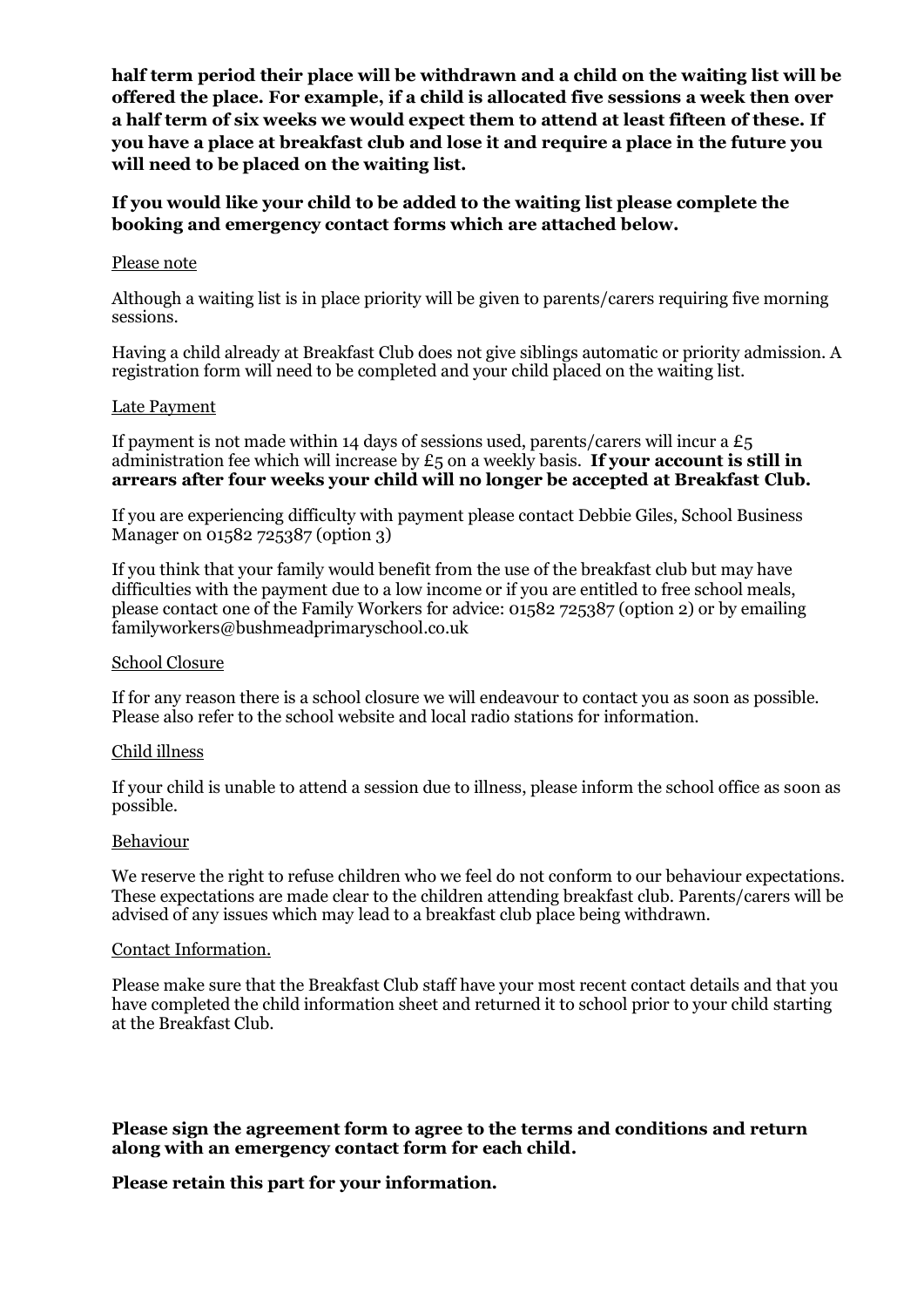**half term period their place will be withdrawn and a child on the waiting list will be offered the place. For example, if a child is allocated five sessions a week then over a half term of six weeks we would expect them to attend at least fifteen of these. If you have a place at breakfast club and lose it and require a place in the future you will need to be placed on the waiting list.**

**If you would like your child to be added to the waiting list please complete the booking and emergency contact forms which are attached below.**

Please note

Although a waiting list is in place priority will be given to parents/carers requiring five morning sessions.

Having a child already at Breakfast Club does not give siblings automatic or priority admission. A registration form will need to be completed and your child placed on the waiting list.

Late Payment

If payment is not made within 14 days of sessions used, parents/carers will incur a £5 administration fee which will increase by £5 on a weekly basis. **If your account is still in arrears after four weeks your child will no longer be accepted at Breakfast Club.**

If you are experiencing difficulty with payment please contact Debbie Giles, School Business Manager on 01582 725387 (option 3)

If you think that your family would benefit from the use of the breakfast club but may have difficulties with the payment due to a low income or if you are entitled to free school meals, please contact one of the Family Workers for advice: 01582 725387 (option 2) or by emailing familyworkers@bushmeadprimaryschool.co.uk

School Closure

If for any reason there is a school closure we will endeavour to contact you as soon as possible. Please also refer to the school website and local radio stations for information.

Child illness

If your child is unable to attend a session due to illness, please inform the school office as soon as possible.

Behaviour

We reserve the right to refuse children who we feel do not conform to our behaviour expectations. These expectations are made clear to the children attending breakfast club. Parents/carers will be advised of any issues which may lead to a breakfast club place being withdrawn.

Contact Information.

Please make sure that the Breakfast Club staff have your most recent contact details and that you have completed the child information sheet and returned it to school prior to your child starting at the Breakfast Club.

**Please sign the agreement form to agree to the terms and conditions and return along with an emergency contact form for each child.**

**Please retain this part for your information.**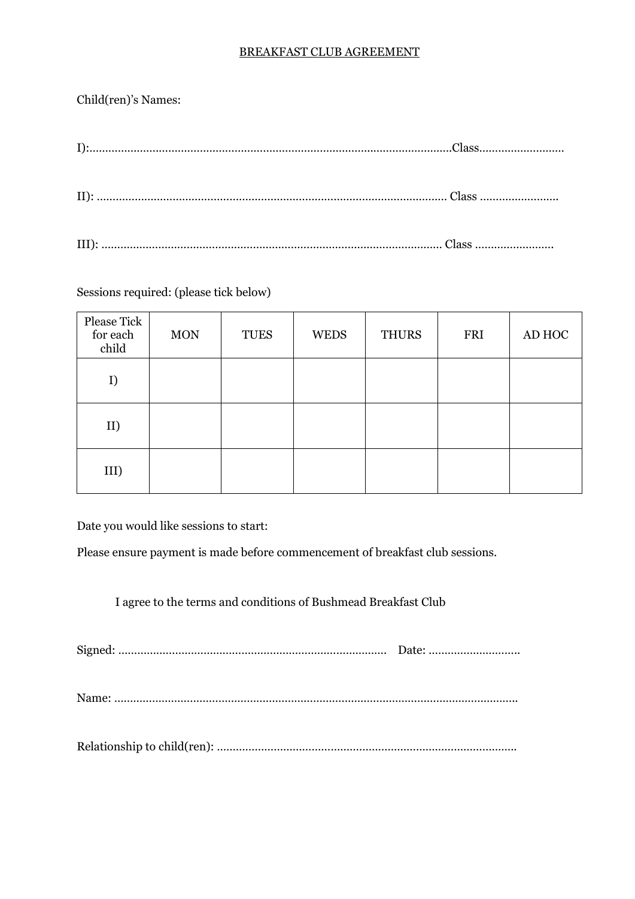<u>BREAKFAST CLUB AGREEMENT</u>

Child(ren)'s Names:

I):…………………………………………………………………………………………………Class………………………

II): ……………………………………………………………………………………………… Class ……………………

III): …………………………………………………………………………………………… Class ……………………

Sessions required: (please tick below)

| Please Tick for each child | MON | TUES | WEDS | THURS | FRI | AD HOC |
|---|---|---|---|---|---|---|
| I) | | | | | | |
| II) | | | | | | |
| III) | | | | | | |

Date you would like sessions to start:

Please ensure payment is made before commencement of breakfast club sessions.

I agree to the terms and conditions of Bushmead Breakfast Club

Signed: ………………………………………………………………………… Date: ……………………….

Name: ……………………………………………………………………………………………………………….

Relationship to child(ren): …………………………………………………………………………………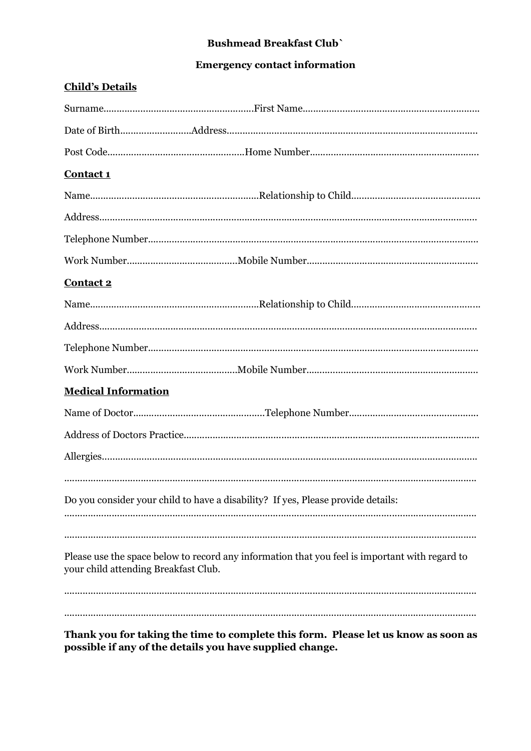**Bushmead Breakfast Club`**

**Emergency contact information**

**<u>Child's Details</u>**

Surname………………………………………………First Name…………………………………………………………

Date of Birth………………………Address……………………………………………………………………………

Post Code……………………………………………Home Number……………………………………………………

**<u>Contact 1</u>**

Name…………………………………………………………Relationship to Child…………………………………………

Address…………………………………………………………………………………………………………………………

Telephone Number……………………………………………………………………………………………………………

Work Number……………………………………Mobile Number…………………………………………………………

**<u>Contact 2</u>**

Name…………………………………………………………Relationship to Child…………………………………………

Address…………………………………………………………………………………………………………………………

Telephone Number……………………………………………………………………………………………………………

Work Number……………………………………Mobile Number…………………………………………………………

**<u>Medical Information</u>**

Name of Doctor……………………………………………Telephone Number…………………………………………

Address of Doctors Practice…………………………………………………………………………………………………

Allergies…………………………………………………………………………………………………………………………

…………………………………………………………………………………………………………………………………

Do you consider your child to have a disability? If yes, Please provide details:

…………………………………………………………………………………………………………………………………

…………………………………………………………………………………………………………………………………

Please use the space below to record any information that you feel is important with regard to your child attending Breakfast Club.

…………………………………………………………………………………………………………………………………

…………………………………………………………………………………………………………………………………

**Thank you for taking the time to complete this form. Please let us know as soon as possible if any of the details you have supplied change.**